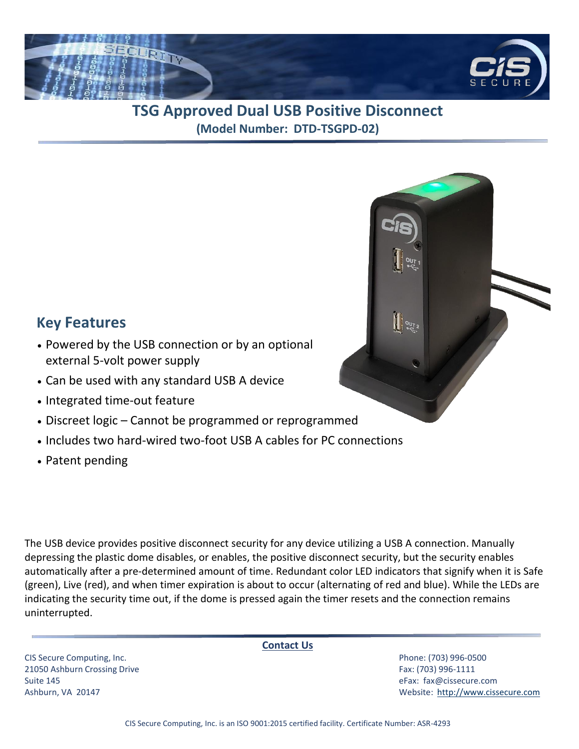# TSG Approved Dual USB Positive Disconnect

**(Model Number: DTD-TSGPD-02)**

## Key Features

- Powered by the USB connection or by an optional external 5-volt power supply
- Can be used with any standard USB A device
- Integrated time-out feature
- Discreet logic – Cannot be programmed or reprogrammed
- Includes two hard-wired two-foot USB A cables for PC connections
- Patent pending

The USB device provides positive disconnect security for any device utilizing a USB A connection. Manually depressing the plastic dome disables, or enables, the positive disconnect security, but the security enables automatically after a pre-determined amount of time. Redundant color LED indicators that signify when it is Safe (green), Live (red), and when timer expiration is about to occur (alternating of red and blue). While the LEDs are indicating the security time out, if the dome is pressed again the timer resets and the connection remains uninterrupted.

**Contact Us**

CIS Secure Computing, Inc.
21050 Ashburn Crossing Drive
Suite 145
Ashburn, VA 20147

Phone: (703) 996-0500
Fax: (703) 996-1111
eFax: fax@cissecure.com
Website: http://www.cissecure.com

CIS Secure Computing, Inc. is an ISO 9001:2015 certified facility. Certificate Number: ASR-4293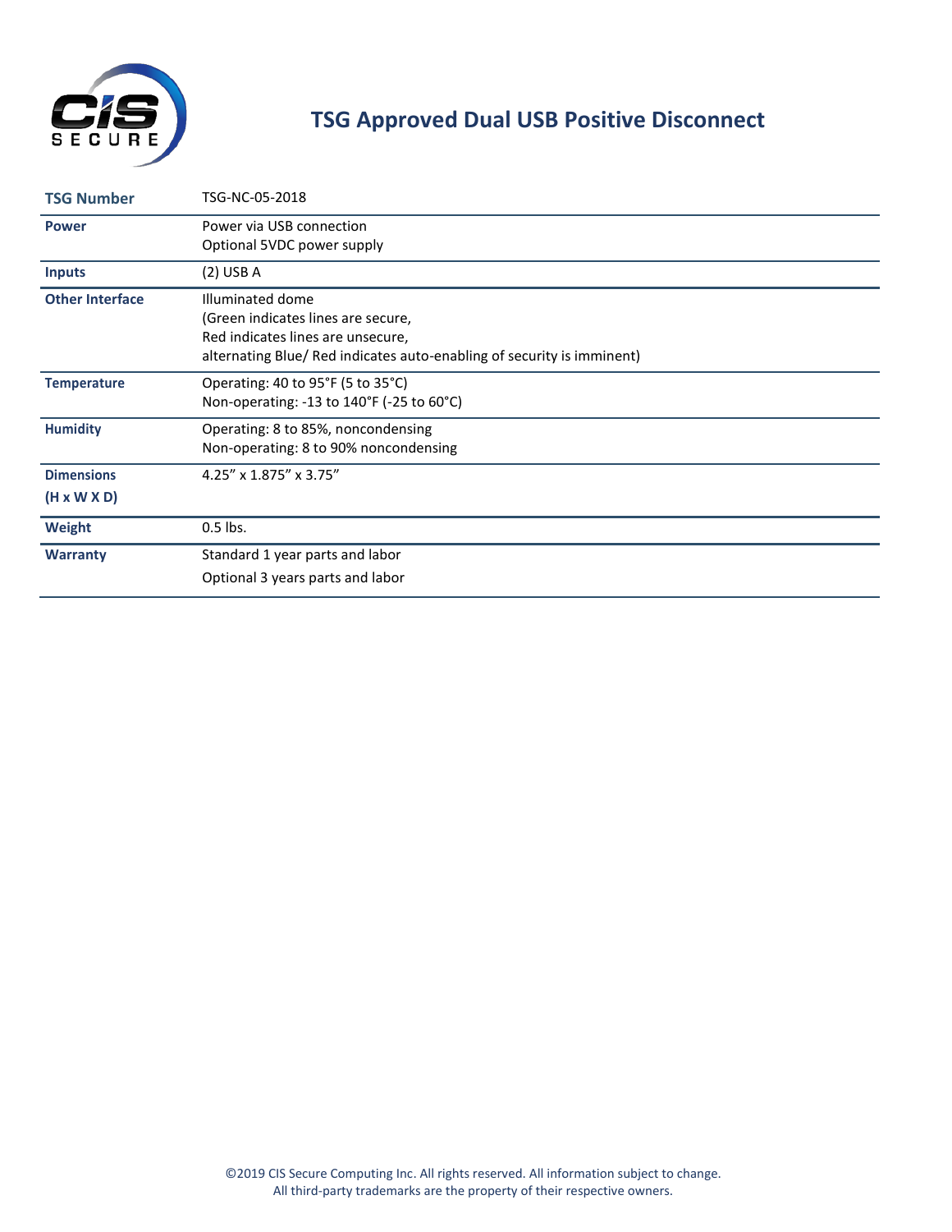# TSG Approved Dual USB Positive Disconnect

| | |
|---|---|
| **TSG Number** | TSG-NC-05-2018 |
| **Power** | Power via USB connection<br>Optional 5VDC power supply |
| **Inputs** | (2) USB A |
| **Other Interface** | Illuminated dome<br>(Green indicates lines are secure,<br>Red indicates lines are unsecure,<br>alternating Blue/ Red indicates auto-enabling of security is imminent) |
| **Temperature** | Operating: 40 to 95°F (5 to 35°C)<br>Non-operating: -13 to 140°F (-25 to 60°C) |
| **Humidity** | Operating: 8 to 85%, noncondensing<br>Non-operating: 8 to 90% noncondensing |
| **Dimensions (H x W X D)** | 4.25″ x 1.875″ x 3.75″ |
| **Weight** | 0.5 lbs. |
| **Warranty** | Standard 1 year parts and labor<br>Optional 3 years parts and labor |

©2019 CIS Secure Computing Inc. All rights reserved. All information subject to change.
All third-party trademarks are the property of their respective owners.